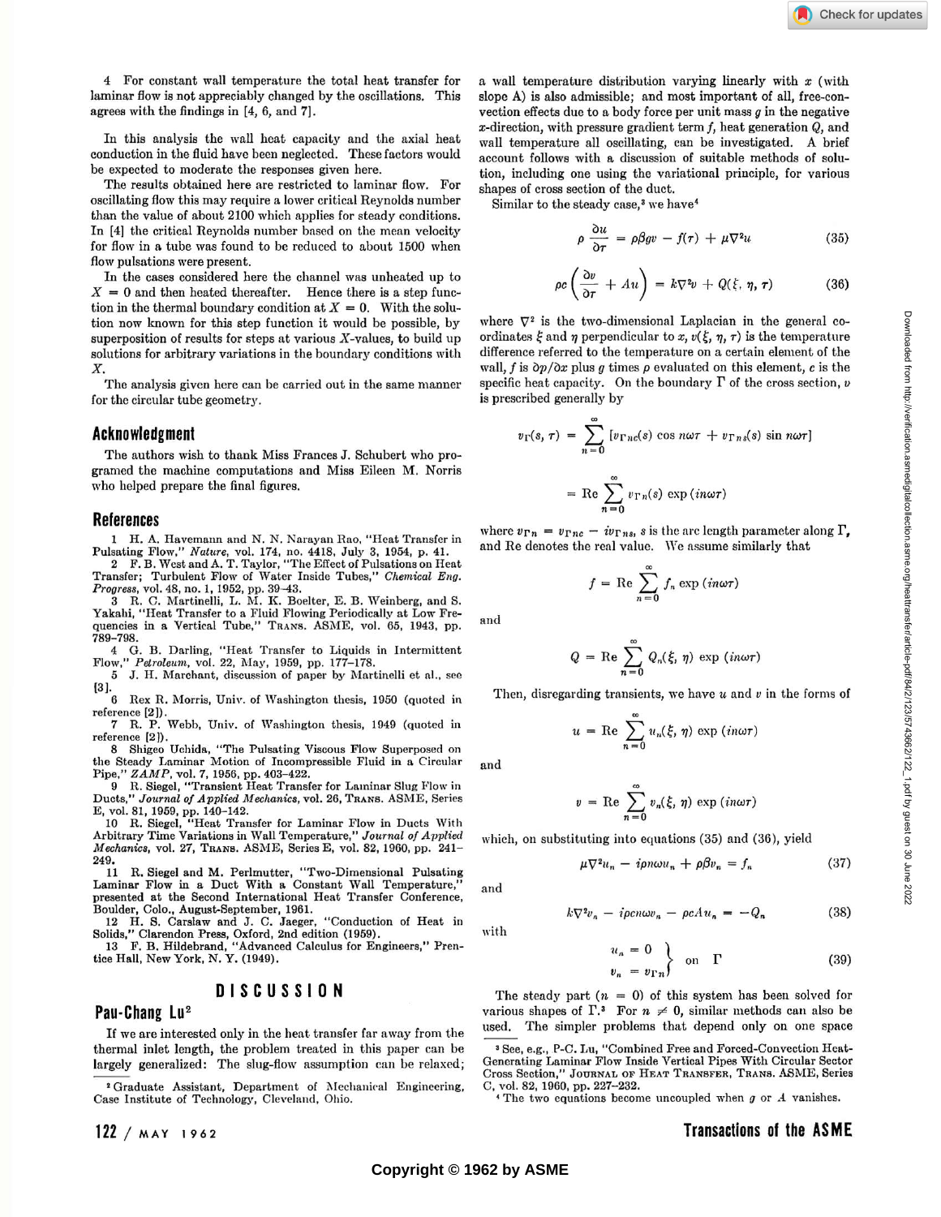4 For constant wall temperature the total heat transfer for laminar flow is not appreciably changed by the oscillations. This agrees with the findings in [4, 6, and 7].

In this analysis the wall heat capacity and the axial heat conduction in the fluid have been neglected. These factors would be expected to moderate the responses given here.

The results obtained here are restricted to laminar flow. For oscillating flow this may require a lower critical Reynolds number than the value of about 2100 which applies for steady conditions. In [4] the critical Reynolds number based on the mean velocity for flow in a tube was found to be reduced to about 1500 when flow pulsations were present.

In the cases considered here the channel was unheated up to $X = 0$ and then heated thereafter. Hence there is a step function in the thermal boundary condition at $X = 0$. With the solution now known for this step function it would be possible, by superposition of results for steps at various $X$-values, to build up solutions for arbitrary variations in the boundary conditions with $X$.

The analysis given here can be carried out in the same manner for the circular tube geometry.

## Acknowledgment

The authors wish to thank Miss Frances J. Schubert who programed the machine computations and Miss Eileen M. Norris who helped prepare the final figures.

## References

1 H. A. Havemann and N. N. Narayan Rao, "Heat Transfer in Pulsating Flow," *Nature*, vol. 174, no. 4418, July 3, 1954, p. 41.

2 F. B. West and A. T. Taylor, "The Effect of Pulsations on Heat Transfer; Turbulent Flow of Water Inside Tubes," *Chemical Eng. Progress*, vol. 48, no. 1, 1952, pp. 39–43.

3 R. C. Martinelli, L. M. K. Boelter, E. B. Weinberg, and S. Yakahi, "Heat Transfer to a Fluid Flowing Periodically at Low Frequencies in a Vertical Tube," Trans. ASME, vol. 65, 1943, pp. 789–798.

4 G. B. Darling, "Heat Transfer to Liquids in Intermittent Flow," *Petroleum*, vol. 22, May, 1959, pp. 177–178.

5 J. H. Marchant, discussion of paper by Martinelli et al., see [3].

6 Rex R. Morris, Univ. of Washington thesis, 1950 (quoted in reference [2]).

7 R. P. Webb, Univ. of Washington thesis, 1949 (quoted in reference [2]).

8 Shigeo Uchida, "The Pulsating Viscous Flow Superposed on the Steady Laminar Motion of Incompressible Fluid in a Circular Pipe," *ZAMP*, vol. 7, 1956, pp. 403–422.

9 R. Siegel, "Transient Heat Transfer for Laminar Slug Flow in Ducts," *Journal of Applied Mechanics*, vol. 26, Trans. ASME, Series E, vol. 81, 1959, pp. 140–142.

10 R. Siegel, "Heat Transfer for Laminar Flow in Ducts With Arbitrary Time Variations in Wall Temperature," *Journal of Applied Mechanics*, vol. 27, Trans. ASME, Series E, vol. 82, 1960, pp. 241–249.

11 R. Siegel and M. Perlmutter, "Two-Dimensional Pulsating Laminar Flow in a Duct With a Constant Wall Temperature," presented at the Second International Heat Transfer Conference, Boulder, Colo., August-September, 1961.

12 H. S. Carslaw and J. C. Jaeger, "Conduction of Heat in Solids," Clarendon Press, Oxford, 2nd edition (1959).

13 F. B. Hildebrand, "Advanced Calculus for Engineers," Prentice Hall, New York, N. Y. (1949).

# DISCUSSION

## Pau-Chang Lu[2]

If we are interested only in the heat transfer far away from the thermal inlet length, the problem treated in this paper can be largely generalized: The slug-flow assumption can be relaxed; a wall temperature distribution varying linearly with $x$ (with slope A) is also admissible; and most important of all, free-convection effects due to a body force per unit mass $g$ in the negative $x$-direction, with pressure gradient term $f$, heat generation $Q$, and wall temperature all oscillating, can be investigated. A brief account follows with a discussion of suitable methods of solution, including one using the variational principle, for various shapes of cross section of the duct.

Similar to the steady case,[3] we have[4]

$$\rho \frac{\partial u}{\partial \tau} = \rho\beta g v - f(\tau) + \mu \nabla^2 u \tag{35}$$

$$\rho c \left( \frac{\partial v}{\partial \tau} + Au \right) = k\nabla^2 v + Q(\xi, \eta, \tau) \tag{36}$$

where $\nabla^2$ is the two-dimensional Laplacian in the general coordinates $\xi$ and $\eta$ perpendicular to $x$, $v(\xi, \eta, \tau)$ is the temperature difference referred to the temperature on a certain element of the wall, $f$ is $\partial p/\partial x$ plus $g$ times $\rho$ evaluated on this element, $c$ is the specific heat capacity. On the boundary $\Gamma$ of the cross section, $v$ is prescribed generally by

$$v_\Gamma(s, \tau) = \sum_{n=0}^{\infty} [v_{\Gamma nc}(s) \cos n\omega\tau + v_{\Gamma ns}(s) \sin n\omega\tau]$$

$$= \text{Re} \sum_{n=0}^{\infty} v_{\Gamma n}(s) \exp(in\omega\tau)$$

where $v_{\Gamma n} = v_{\Gamma nc} - iv_{\Gamma ns}$, $s$ is the arc length parameter along $\Gamma$, and Re denotes the real value. We assume similarly that

$$f = \text{Re} \sum_{n=0}^{\infty} f_n \exp(in\omega\tau)$$

and

$$Q = \text{Re} \sum_{n=0}^{\infty} Q_n(\xi, \eta) \exp(in\omega\tau)$$

Then, disregarding transients, we have $u$ and $v$ in the forms of

$$u = \text{Re} \sum_{n=0}^{\infty} u_n(\xi, \eta) \exp(in\omega\tau)$$

and

$$v = \text{Re} \sum_{n=0}^{\infty} v_n(\xi, \eta) \exp(in\omega\tau)$$

which, on substituting into equations (35) and (36), yield

$$\mu\nabla^2 u_n - i\rho n\omega u_n + \rho\beta v_n = f_n \tag{37}$$

and

$$k\nabla^2 v_n - i\rho cn\omega v_n - \rho c A u_n = -Q_n \tag{38}$$

with

$$\left.\begin{aligned} u_n &= 0 \\ v_n &= v_{\Gamma n} \end{aligned}\right\} \quad \text{on} \quad \Gamma \tag{39}$$

The steady part ($n = 0$) of this system has been solved for various shapes of $\Gamma$.[3] For $n \neq 0$, similar methods can also be used. The simpler problems that depend only on one space

---

[2] Graduate Assistant, Department of Mechanical Engineering, Case Institute of Technology, Cleveland, Ohio.

[3] See, e.g., P-C. Lu, "Combined Free and Forced-Convection Heat-Generating Laminar Flow Inside Vertical Pipes With Circular Sector Cross Section," Journal of Heat Transfer, Trans. ASME, Series C, vol. 82, 1960, pp. 227–232.

[4] The two equations become uncoupled when $g$ or $A$ vanishes.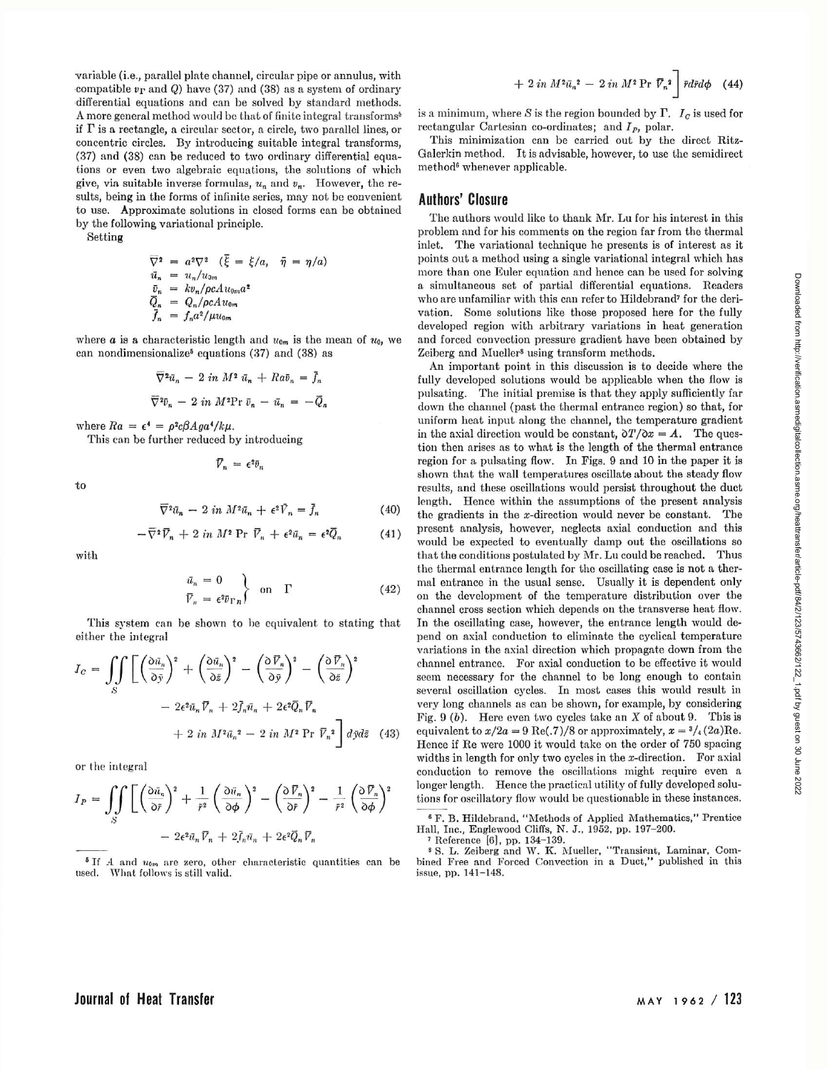variable (i.e., parallel plate channel, circular pipe or annulus, with compatible $v_\Gamma$ and $Q$) have (37) and (38) as a system of ordinary differential equations and can be solved by standard methods. A more general method would be that of finite integral transforms[5] if $\Gamma$ is a rectangle, a circular sector, a circle, two parallel lines, or concentric circles. By introducing suitable integral transforms, (37) and (38) can be reduced to two ordinary differential equations or even two algebraic equations, the solutions of which give, via suitable inverse formulas, $u_n$ and $v_n$. However, the results, being in the forms of infinite series, may not be convenient to use. Approximate solutions in closed forms can be obtained by the following variational principle.

Setting

$$
\begin{aligned}
\bar{\nabla}^2 &= a^2\nabla^2 \quad (\bar{\xi} = \xi/a, \quad \bar{\eta} = \eta/a) \\
\bar{u}_n &= u_n/u_{0m} \\
\bar{v}_n &= kv_n/\rho c A u_{0m} a^2 \\
\bar{Q}_n &= Q_n/\rho c A u_{0m} \\
\bar{f}_n &= f_n a^2/\mu u_{0m}
\end{aligned}
$$

where $a$ is a characteristic length and $u_{0m}$ is the mean of $u_0$, we can nondimensionalize[5] equations (37) and (38) as

$$
\bar{\nabla}^2\bar{u}_n - 2\,in\,M^2\,\bar{u}_n + Ra\bar{v}_n = \bar{f}_n
$$

$$
\bar{\nabla}^2\bar{v}_n - 2\,in\,M^2\text{Pr}\,\bar{v}_n - \bar{u}_n = -\bar{Q}_n
$$

where $Ra = \epsilon^4 = \rho^2 c\beta A g a^4/k\mu$.

This can be further reduced by introducing

$$
\bar{V}_n = \epsilon^2\bar{v}_n
$$

to

$$
\bar{\nabla}^2\bar{u}_n - 2\,in\,M^2\bar{u}_n + \epsilon^2\bar{V}_n = \bar{f}_n \tag{40}
$$

$$
-\bar{\nabla}^2\bar{V}_n + 2\,in\,M^2\,\text{Pr}\,\bar{V}_n + \epsilon^2\bar{u}_n = \epsilon^2\bar{Q}_n \tag{41}
$$

with

$$
\left.\begin{aligned}
\bar{u}_n &= 0 \\
\bar{V}_n &= \epsilon^2\bar{v}_{\Gamma n}
\end{aligned}\right\} \quad \text{on} \quad \Gamma \tag{42}
$$

This system can be shown to be equivalent to stating that either the integral

$$
I_C = \iint\limits_S \left[\left(\frac{\partial\bar{u}_n}{\partial\bar{y}}\right)^2 + \left(\frac{\partial\bar{u}_n}{\partial\bar{z}}\right)^2 - \left(\frac{\partial\bar{V}_n}{\partial\bar{y}}\right)^2 - \left(\frac{\partial\bar{V}_n}{\partial\bar{z}}\right)^2 - 2\epsilon^2\bar{u}_n\bar{V}_n + 2\bar{f}_n\bar{u}_n + 2\epsilon^2\bar{Q}_n\bar{V}_n + 2\,in\,M^2\bar{u}_n^2 - 2\,in\,M^2\,\text{Pr}\,\bar{V}_n^2\right] d\bar{y}d\bar{z} \tag{43}
$$

or the integral

$$
I_P = \iint\limits_S \left[\left(\frac{\partial\bar{u}_n}{\partial\bar{r}}\right)^2 + \frac{1}{\bar{r}^2}\left(\frac{\partial\bar{u}_n}{\partial\phi}\right)^2 - \left(\frac{\partial\bar{V}_n}{\partial\bar{r}}\right)^2 - \frac{1}{\bar{r}^2}\left(\frac{\partial\bar{V}_n}{\partial\phi}\right)^2 - 2\epsilon^2\bar{u}_n\bar{V}_n + 2\bar{f}_n\bar{u}_n + 2\epsilon^2\bar{Q}_n\bar{V}_n + 2\,in\,M^2\bar{u}_n^2 - 2\,in\,M^2\,\text{Pr}\,\bar{V}_n^2\right] \bar{r}d\bar{r}d\phi \tag{44}
$$

is a minimum, where $S$ is the region bounded by $\Gamma$. $I_C$ is used for rectangular Cartesian co-ordinates; and $I_P$, polar.

This minimization can be carried out by the direct Ritz-Galerkin method. It is advisable, however, to use the semidirect method[6] whenever applicable.

[5] If $A$ and $u_{0m}$ are zero, other characteristic quantities can be used. What follows is still valid.

## Authors' Closure

The authors would like to thank Mr. Lu for his interest in this problem and for his comments on the region far from the thermal inlet. The variational technique he presents is of interest as it points out a method using a single variational integral which has more than one Euler equation and hence can be used for solving a simultaneous set of partial differential equations. Readers who are unfamiliar with this can refer to Hildebrand[7] for the derivation. Some solutions like those proposed here for the fully developed region with arbitrary variations in heat generation and forced convection pressure gradient have been obtained by Zeiberg and Mueller[8] using transform methods.

An important point in this discussion is to decide where the fully developed solutions would be applicable when the flow is pulsating. The initial premise is that they apply sufficiently far down the channel (past the thermal entrance region) so that, for uniform heat input along the channel, the temperature gradient in the axial direction would be constant, $\partial T/\partial x = A$. The question then arises as to what is the length of the thermal entrance region for a pulsating flow. In Figs. 9 and 10 in the paper it is shown that the wall temperatures oscillate about the steady flow results, and these oscillations would persist throughout the duct length. Hence within the assumptions of the present analysis the gradients in the $x$-direction would never be constant. The present analysis, however, neglects axial conduction and this would be expected to eventually damp out the oscillations so that the conditions postulated by Mr. Lu could be reached. Thus the thermal entrance length for the oscillating case is not a thermal entrance in the usual sense. Usually it is dependent only on the development of the temperature distribution over the channel cross section which depends on the transverse heat flow. In the oscillating case, however, the entrance length would depend on axial conduction to eliminate the cyclical temperature variations in the axial direction which propagate down from the channel entrance. For axial conduction to be effective it would seem necessary for the channel to be long enough to contain several oscillation cycles. In most cases this would result in very long channels as can be shown, for example, by considering Fig. 9 (b). Here even two cycles take an $X$ of about 9. This is equivalent to $x/2a = 9\,\text{Re}(.7)/8$ or approximately, $x = {}^3/_4(2a)\text{Re}$. Hence if Re were 1000 it would take on the order of 750 spacing widths in length for only two cycles in the $x$-direction. For axial conduction to remove the oscillations might require even a longer length. Hence the practical utility of fully developed solutions for oscillatory flow would be questionable in these instances.

[6] F. B. Hildebrand, "Methods of Applied Mathematics," Prentice Hall, Inc., Englewood Cliffs, N. J., 1952, pp. 197–200.

[7] Reference [6], pp. 134–139.

[8] S. L. Zeiberg and W. K. Mueller, "Transient, Laminar, Combined Free and Forced Convection in a Duct," published in this issue, pp. 141–148.